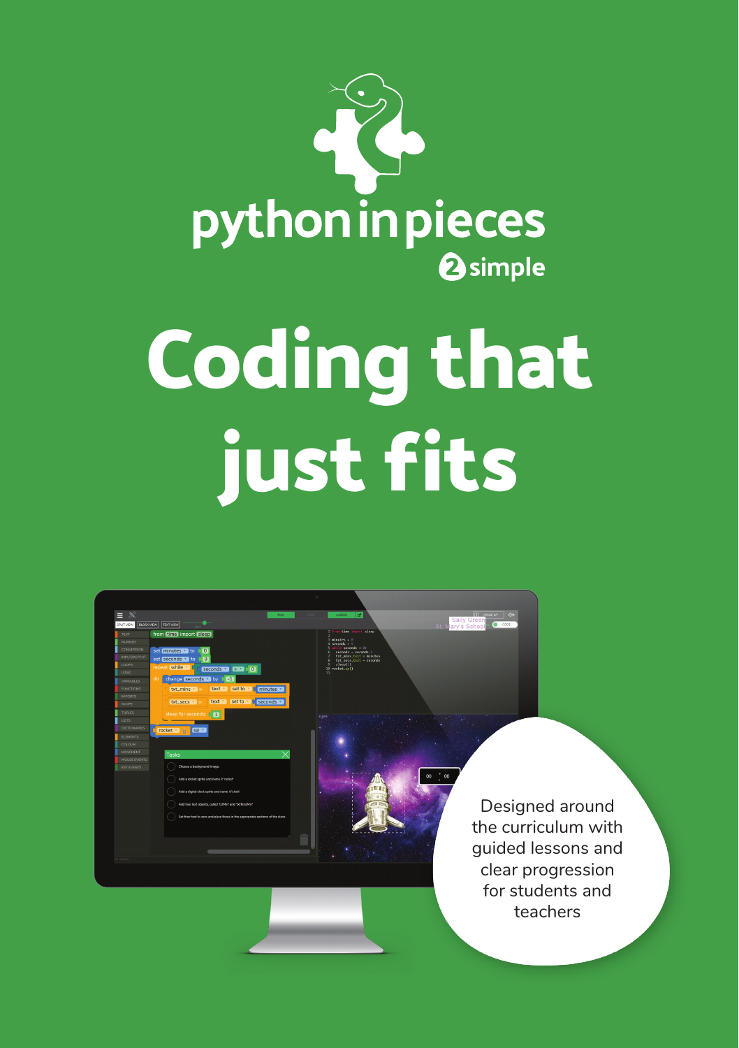python in pieces

2simple

# Coding that just fits

Designed around the curriculum with guided lessons and clear progression for students and teachers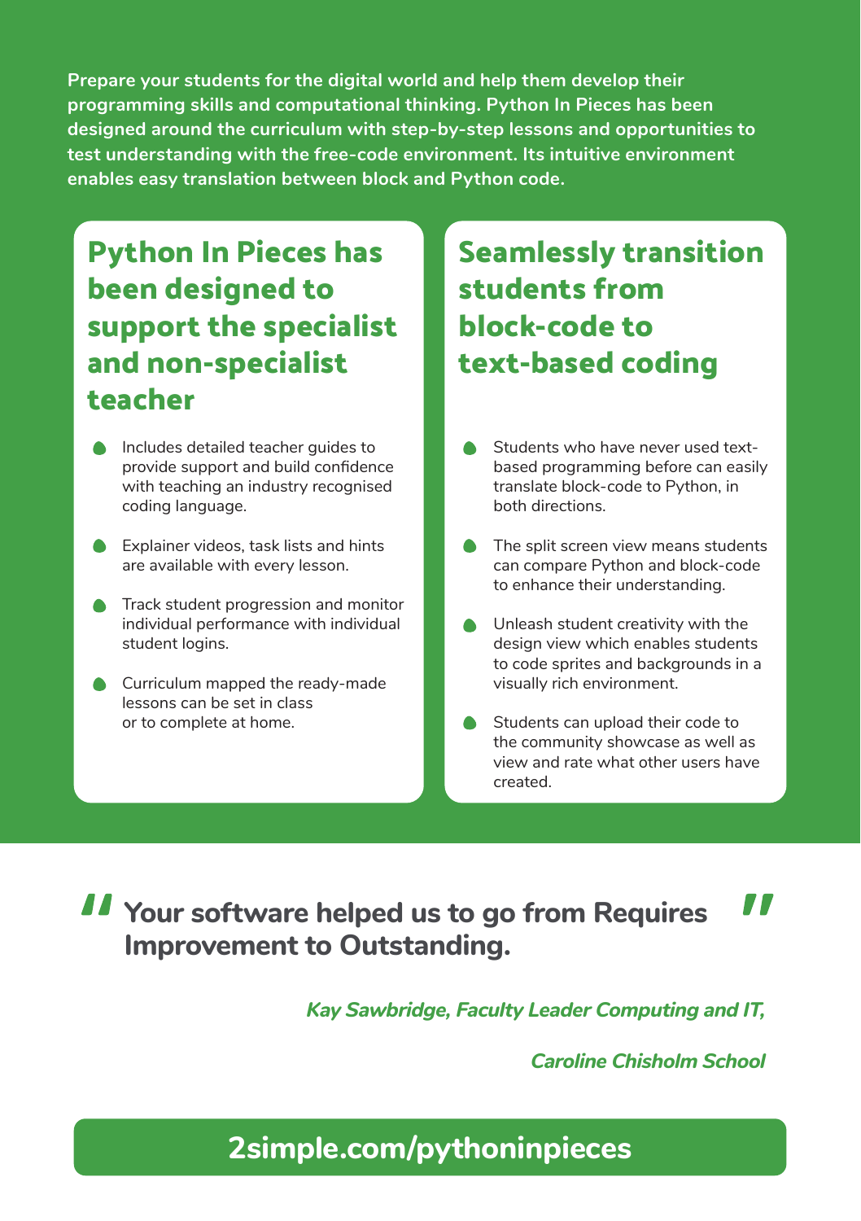**Prepare your students for the digital world and help them develop their programming skills and computational thinking. Python In Pieces has been designed around the curriculum with step-by-step lessons and opportunities to test understanding with the free-code environment. Its intuitive environment enables easy translation between block and Python code.**

## Python In Pieces has been designed to support the specialist and non-specialist teacher

- Includes detailed teacher guides to provide support and build confidence with teaching an industry recognised coding language.
- Explainer videos, task lists and hints are available with every lesson.
- Track student progression and monitor individual performance with individual student logins.
- Curriculum mapped the ready-made lessons can be set in class or to complete at home.

## Seamlessly transition students from block-code to text-based coding

- Students who have never used text-based programming before can easily translate block-code to Python, in both directions.
- The split screen view means students can compare Python and block-code to enhance their understanding.
- Unleash student creativity with the design view which enables students to code sprites and backgrounds in a visually rich environment.
- Students can upload their code to the community showcase as well as view and rate what other users have created.

> **"Your software helped us to go from Requires Improvement to Outstanding."**
>
> *Kay Sawbridge, Faculty Leader Computing and IT,*
>
> *Caroline Chisholm School*

**2simple.com/pythoninpieces**